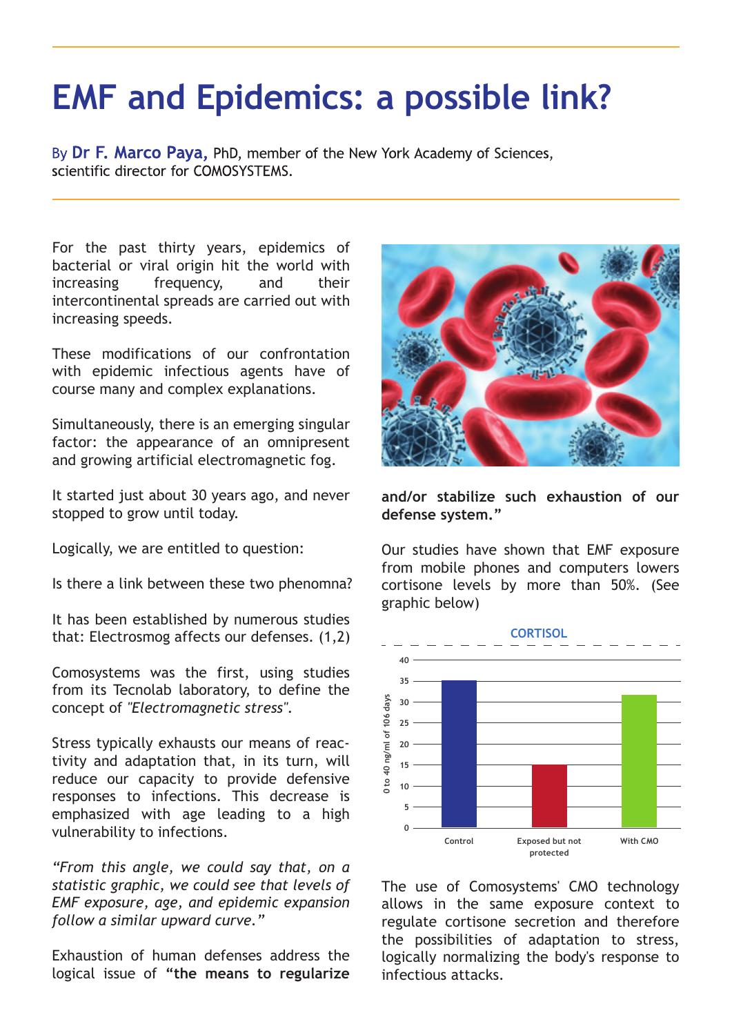# EMF and Epidemics: a possible link?

By **Dr F. Marco Paya,** PhD, member of the New York Academy of Sciences, scientific director for COMOSYSTEMS.

For the past thirty years, epidemics of bacterial or viral origin hit the world with increasing frequency, and their intercontinental spreads are carried out with increasing speeds.

These modifications of our confrontation with epidemic infectious agents have of course many and complex explanations.

Simultaneously, there is an emerging singular factor: the appearance of an omnipresent and growing artificial electromagnetic fog.

It started just about 30 years ago, and never stopped to grow until today.

Logically, we are entitled to question:

Is there a link between these two phenomna?

It has been established by numerous studies that: Electrosmog affects our defenses. (1,2)

Comosystems was the first, using studies from its Tecnolab laboratory, to define the concept of *"Electromagnetic stress"*.

Stress typically exhausts our means of reactivity and adaptation that, in its turn, will reduce our capacity to provide defensive responses to infections. This decrease is emphasized with age leading to a high vulnerability to infections.

*"From this angle, we could say that, on a statistic graphic, we could see that levels of EMF exposure, age, and epidemic expansion follow a similar upward curve."*

Exhaustion of human defenses address the logical issue of **"the means to regularize and/or stabilize such exhaustion of our defense system."**

Our studies have shown that EMF exposure from mobile phones and computers lowers cortisone levels by more than 50%. (See graphic below)

**CORTISOL**

| | Control | Exposed but not protected | With CMO |
|---|---|---|---|
| 0 to 40 ng/ml of 106 days | 35 | 15 | 32 |

The use of Comosystems' CMO technology allows in the same exposure context to regulate cortisone secretion and therefore the possibilities of adaptation to stress, logically normalizing the body's response to infectious attacks.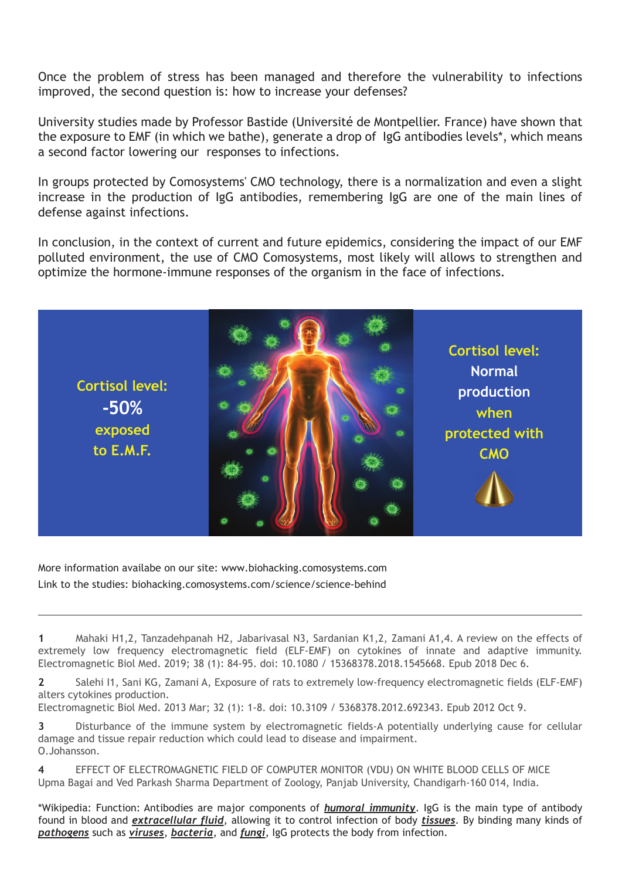Once the problem of stress has been managed and therefore the vulnerability to infections improved, the second question is: how to increase your defenses?

University studies made by Professor Bastide (Université de Montpellier. France) have shown that the exposure to EMF (in which we bathe), generate a drop of IgG antibodies levels*, which means a second factor lowering our responses to infections.

In groups protected by Comosystems' CMO technology, there is a normalization and even a slight increase in the production of IgG antibodies, remembering IgG are one of the main lines of defense against infections.

In conclusion, in the context of current and future epidemics, considering the impact of our EMF polluted environment, the use of CMO Comosystems, most likely will allows to strengthen and optimize the hormone-immune responses of the organism in the face of infections.

Cortisol level: -50% exposed to E.M.F.

Cortisol level: Normal production when protected with CMO

More information availabe on our site: www.biohacking.comosystems.com
Link to the studies: biohacking.comosystems.com/science/science-behind

---

**1** Mahaki H1,2, Tanzadehpanah H2, Jabarivasal N3, Sardanian K1,2, Zamani A1,4. A review on the effects of extremely low frequency electromagnetic field (ELF-EMF) on cytokines of innate and adaptive immunity. Electromagnetic Biol Med. 2019; 38 (1): 84-95. doi: 10.1080 / 15368378.2018.1545668. Epub 2018 Dec 6.

**2** Salehi I1, Sani KG, Zamani A, Exposure of rats to extremely low-frequency electromagnetic fields (ELF-EMF) alters cytokines production.
Electromagnetic Biol Med. 2013 Mar; 32 (1): 1-8. doi: 10.3109 / 5368378.2012.692343. Epub 2012 Oct 9.

**3** Disturbance of the immune system by electromagnetic fields-A potentially underlying cause for cellular damage and tissue repair reduction which could lead to disease and impairment.
O.Johansson.

**4** EFFECT OF ELECTROMAGNETIC FIELD OF COMPUTER MONITOR (VDU) ON WHITE BLOOD CELLS OF MICE
Upma Bagai and Ved Parkash Sharma Department of Zoology, Panjab University, Chandigarh-160 014, India.

*Wikipedia: Function: Antibodies are major components of ***humoral immunity***. IgG is the main type of antibody found in blood and ***extracellular fluid***, allowing it to control infection of body ***tissues***. By binding many kinds of ***pathogens*** such as ***viruses***, ***bacteria***, and ***fungi***, IgG protects the body from infection.